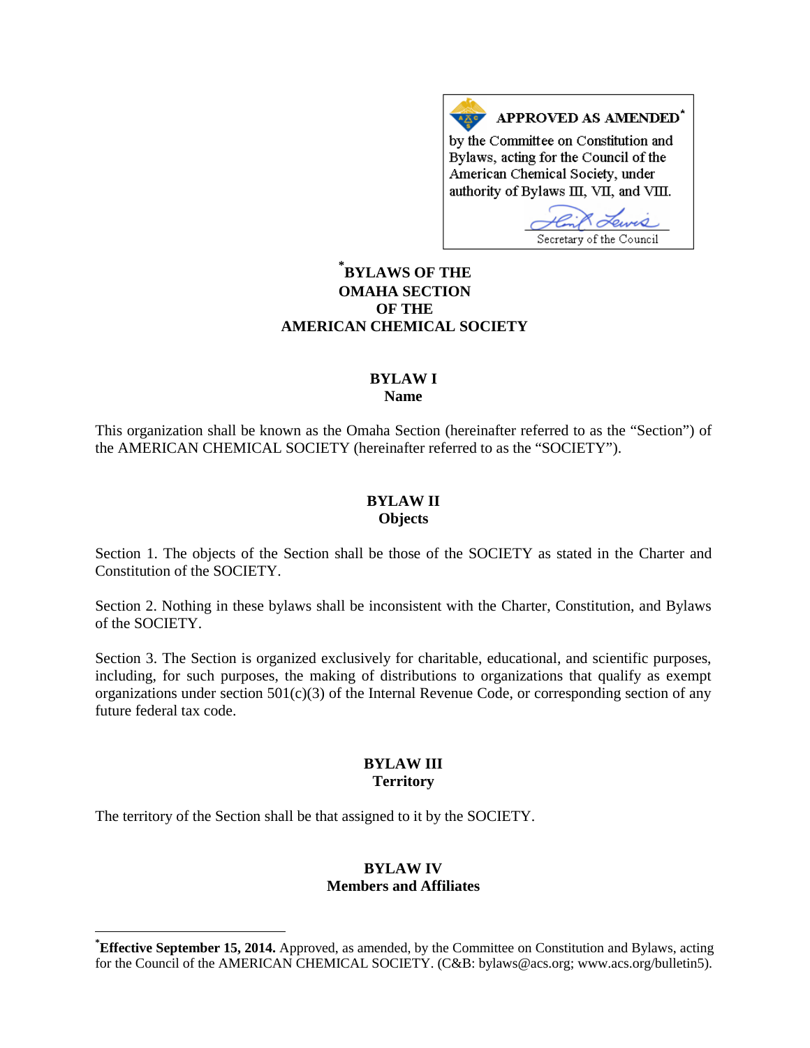**APPROVED AS AMENDED**[*]

by the Committee on Constitution and Bylaws, acting for the Council of the American Chemical Society, under authority of Bylaws III, VII, and VIII.

Secretary of the Council

# [*]BYLAWS OF THE OMAHA SECTION OF THE AMERICAN CHEMICAL SOCIETY

## BYLAW I
## Name

This organization shall be known as the Omaha Section (hereinafter referred to as the "Section") of the AMERICAN CHEMICAL SOCIETY (hereinafter referred to as the "SOCIETY").

## BYLAW II
## Objects

Section 1. The objects of the Section shall be those of the SOCIETY as stated in the Charter and Constitution of the SOCIETY.

Section 2. Nothing in these bylaws shall be inconsistent with the Charter, Constitution, and Bylaws of the SOCIETY.

Section 3. The Section is organized exclusively for charitable, educational, and scientific purposes, including, for such purposes, the making of distributions to organizations that qualify as exempt organizations under section 501(c)(3) of the Internal Revenue Code, or corresponding section of any future federal tax code.

## BYLAW III
## Territory

The territory of the Section shall be that assigned to it by the SOCIETY.

## BYLAW IV
## Members and Affiliates

---

[*]**Effective September 15, 2014.** Approved, as amended, by the Committee on Constitution and Bylaws, acting for the Council of the AMERICAN CHEMICAL SOCIETY. (C&B: bylaws@acs.org; www.acs.org/bulletin5).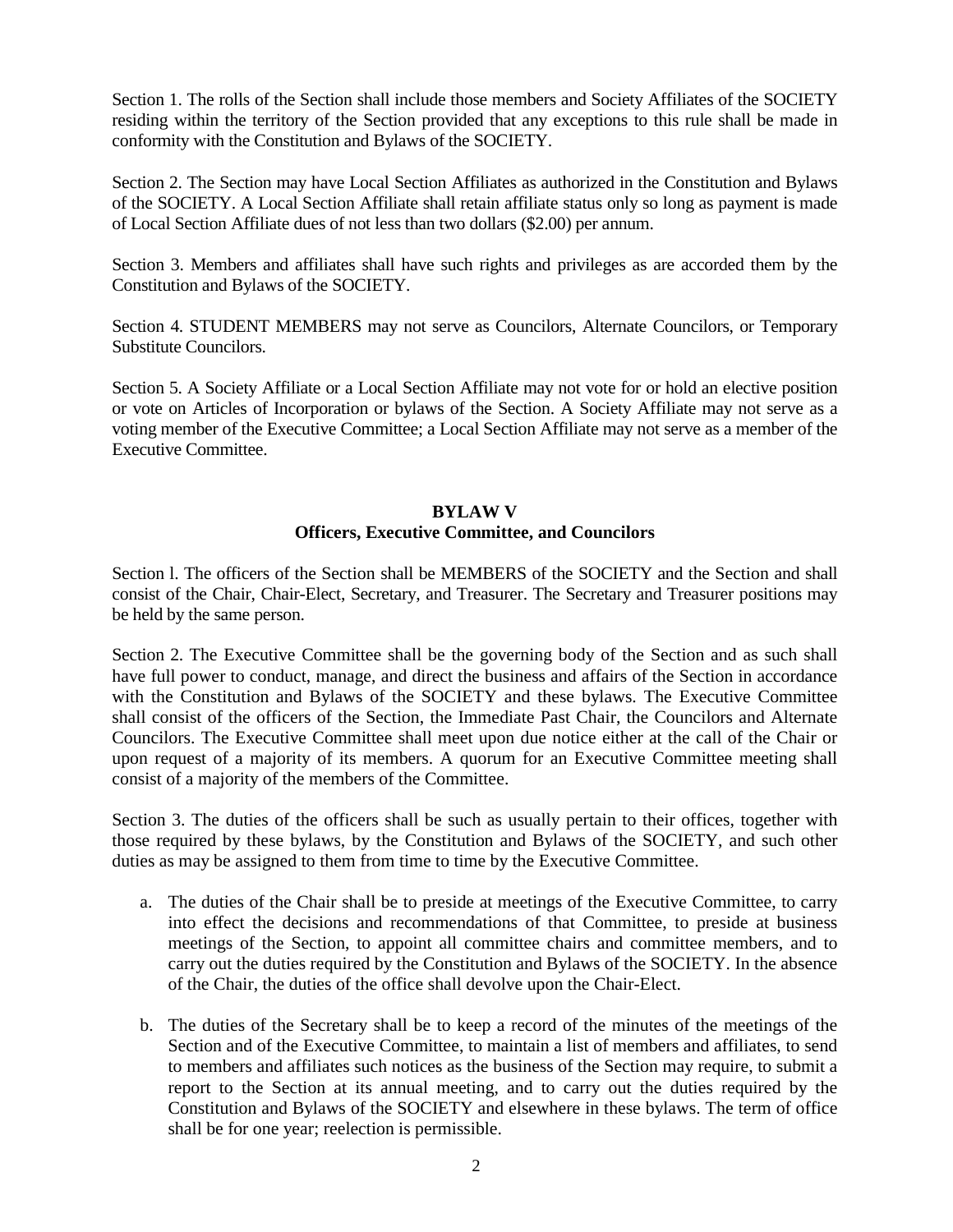Section 1. The rolls of the Section shall include those members and Society Affiliates of the SOCIETY residing within the territory of the Section provided that any exceptions to this rule shall be made in conformity with the Constitution and Bylaws of the SOCIETY.

Section 2. The Section may have Local Section Affiliates as authorized in the Constitution and Bylaws of the SOCIETY. A Local Section Affiliate shall retain affiliate status only so long as payment is made of Local Section Affiliate dues of not less than two dollars ($2.00) per annum.

Section 3. Members and affiliates shall have such rights and privileges as are accorded them by the Constitution and Bylaws of the SOCIETY.

Section 4. STUDENT MEMBERS may not serve as Councilors, Alternate Councilors, or Temporary Substitute Councilors.

Section 5. A Society Affiliate or a Local Section Affiliate may not vote for or hold an elective position or vote on Articles of Incorporation or bylaws of the Section. A Society Affiliate may not serve as a voting member of the Executive Committee; a Local Section Affiliate may not serve as a member of the Executive Committee.

## BYLAW V
## Officers, Executive Committee, and Councilors

Section l. The officers of the Section shall be MEMBERS of the SOCIETY and the Section and shall consist of the Chair, Chair-Elect, Secretary, and Treasurer. The Secretary and Treasurer positions may be held by the same person.

Section 2. The Executive Committee shall be the governing body of the Section and as such shall have full power to conduct, manage, and direct the business and affairs of the Section in accordance with the Constitution and Bylaws of the SOCIETY and these bylaws. The Executive Committee shall consist of the officers of the Section, the Immediate Past Chair, the Councilors and Alternate Councilors. The Executive Committee shall meet upon due notice either at the call of the Chair or upon request of a majority of its members. A quorum for an Executive Committee meeting shall consist of a majority of the members of the Committee.

Section 3. The duties of the officers shall be such as usually pertain to their offices, together with those required by these bylaws, by the Constitution and Bylaws of the SOCIETY, and such other duties as may be assigned to them from time to time by the Executive Committee.

a. The duties of the Chair shall be to preside at meetings of the Executive Committee, to carry into effect the decisions and recommendations of that Committee, to preside at business meetings of the Section, to appoint all committee chairs and committee members, and to carry out the duties required by the Constitution and Bylaws of the SOCIETY. In the absence of the Chair, the duties of the office shall devolve upon the Chair-Elect.

b. The duties of the Secretary shall be to keep a record of the minutes of the meetings of the Section and of the Executive Committee, to maintain a list of members and affiliates, to send to members and affiliates such notices as the business of the Section may require, to submit a report to the Section at its annual meeting, and to carry out the duties required by the Constitution and Bylaws of the SOCIETY and elsewhere in these bylaws. The term of office shall be for one year; reelection is permissible.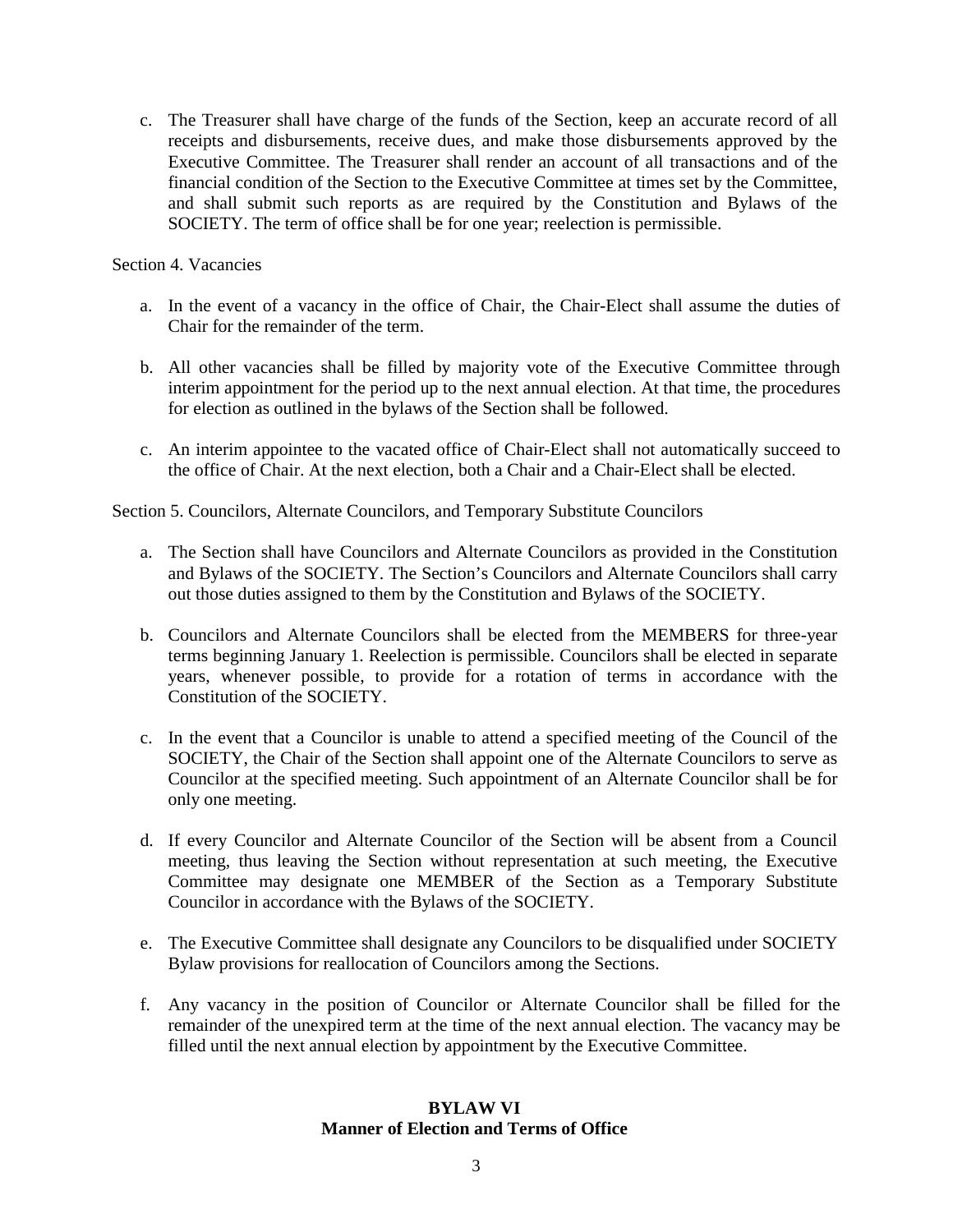c. The Treasurer shall have charge of the funds of the Section, keep an accurate record of all receipts and disbursements, receive dues, and make those disbursements approved by the Executive Committee. The Treasurer shall render an account of all transactions and of the financial condition of the Section to the Executive Committee at times set by the Committee, and shall submit such reports as are required by the Constitution and Bylaws of the SOCIETY. The term of office shall be for one year; reelection is permissible.

Section 4. Vacancies

a. In the event of a vacancy in the office of Chair, the Chair-Elect shall assume the duties of Chair for the remainder of the term.

b. All other vacancies shall be filled by majority vote of the Executive Committee through interim appointment for the period up to the next annual election. At that time, the procedures for election as outlined in the bylaws of the Section shall be followed.

c. An interim appointee to the vacated office of Chair-Elect shall not automatically succeed to the office of Chair. At the next election, both a Chair and a Chair-Elect shall be elected.

Section 5. Councilors, Alternate Councilors, and Temporary Substitute Councilors

a. The Section shall have Councilors and Alternate Councilors as provided in the Constitution and Bylaws of the SOCIETY. The Section's Councilors and Alternate Councilors shall carry out those duties assigned to them by the Constitution and Bylaws of the SOCIETY.

b. Councilors and Alternate Councilors shall be elected from the MEMBERS for three-year terms beginning January 1. Reelection is permissible. Councilors shall be elected in separate years, whenever possible, to provide for a rotation of terms in accordance with the Constitution of the SOCIETY.

c. In the event that a Councilor is unable to attend a specified meeting of the Council of the SOCIETY, the Chair of the Section shall appoint one of the Alternate Councilors to serve as Councilor at the specified meeting. Such appointment of an Alternate Councilor shall be for only one meeting.

d. If every Councilor and Alternate Councilor of the Section will be absent from a Council meeting, thus leaving the Section without representation at such meeting, the Executive Committee may designate one MEMBER of the Section as a Temporary Substitute Councilor in accordance with the Bylaws of the SOCIETY.

e. The Executive Committee shall designate any Councilors to be disqualified under SOCIETY Bylaw provisions for reallocation of Councilors among the Sections.

f. Any vacancy in the position of Councilor or Alternate Councilor shall be filled for the remainder of the unexpired term at the time of the next annual election. The vacancy may be filled until the next annual election by appointment by the Executive Committee.

## BYLAW VI
## Manner of Election and Terms of Office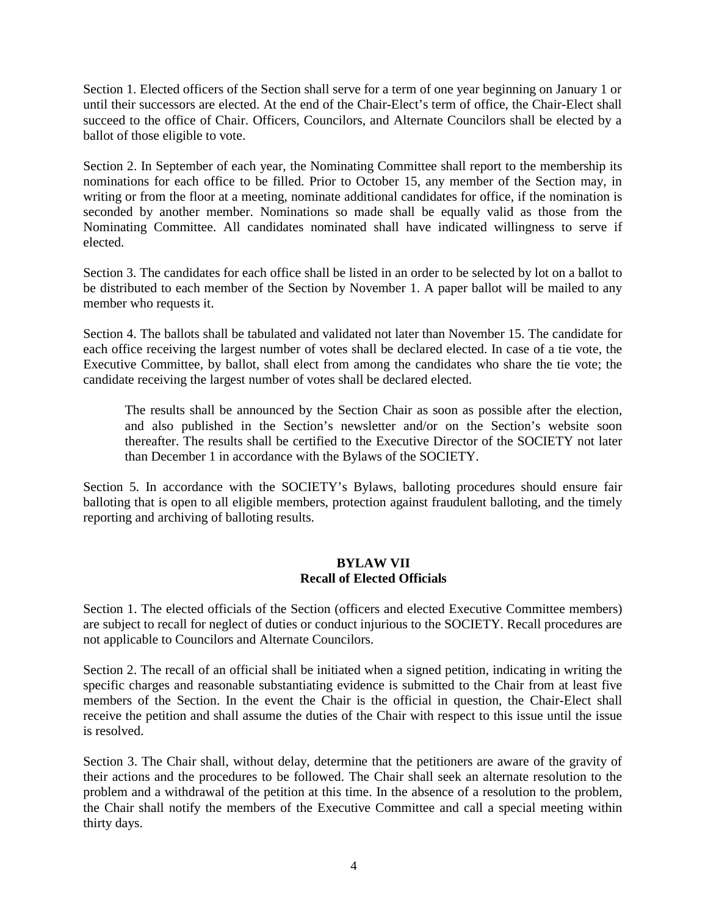Section 1. Elected officers of the Section shall serve for a term of one year beginning on January 1 or until their successors are elected. At the end of the Chair-Elect's term of office, the Chair-Elect shall succeed to the office of Chair. Officers, Councilors, and Alternate Councilors shall be elected by a ballot of those eligible to vote.

Section 2. In September of each year, the Nominating Committee shall report to the membership its nominations for each office to be filled. Prior to October 15, any member of the Section may, in writing or from the floor at a meeting, nominate additional candidates for office, if the nomination is seconded by another member. Nominations so made shall be equally valid as those from the Nominating Committee. All candidates nominated shall have indicated willingness to serve if elected.

Section 3. The candidates for each office shall be listed in an order to be selected by lot on a ballot to be distributed to each member of the Section by November 1. A paper ballot will be mailed to any member who requests it.

Section 4. The ballots shall be tabulated and validated not later than November 15. The candidate for each office receiving the largest number of votes shall be declared elected. In case of a tie vote, the Executive Committee, by ballot, shall elect from among the candidates who share the tie vote; the candidate receiving the largest number of votes shall be declared elected.

> The results shall be announced by the Section Chair as soon as possible after the election, and also published in the Section's newsletter and/or on the Section's website soon thereafter. The results shall be certified to the Executive Director of the SOCIETY not later than December 1 in accordance with the Bylaws of the SOCIETY.

Section 5. In accordance with the SOCIETY's Bylaws, balloting procedures should ensure fair balloting that is open to all eligible members, protection against fraudulent balloting, and the timely reporting and archiving of balloting results.

## BYLAW VII
## Recall of Elected Officials

Section 1. The elected officials of the Section (officers and elected Executive Committee members) are subject to recall for neglect of duties or conduct injurious to the SOCIETY. Recall procedures are not applicable to Councilors and Alternate Councilors.

Section 2. The recall of an official shall be initiated when a signed petition, indicating in writing the specific charges and reasonable substantiating evidence is submitted to the Chair from at least five members of the Section. In the event the Chair is the official in question, the Chair-Elect shall receive the petition and shall assume the duties of the Chair with respect to this issue until the issue is resolved.

Section 3. The Chair shall, without delay, determine that the petitioners are aware of the gravity of their actions and the procedures to be followed. The Chair shall seek an alternate resolution to the problem and a withdrawal of the petition at this time. In the absence of a resolution to the problem, the Chair shall notify the members of the Executive Committee and call a special meeting within thirty days.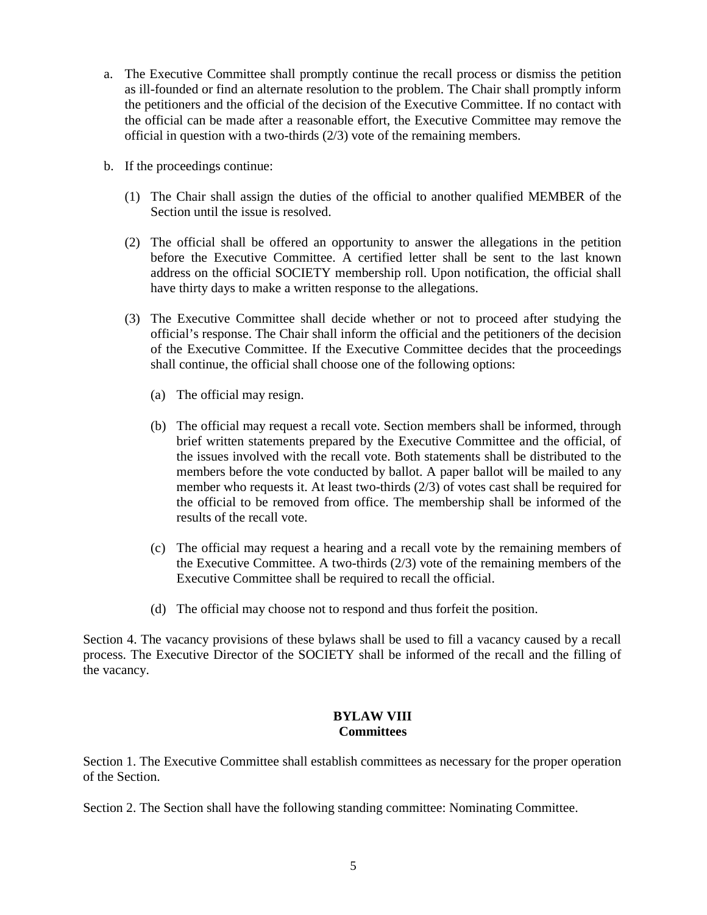a. The Executive Committee shall promptly continue the recall process or dismiss the petition as ill-founded or find an alternate resolution to the problem. The Chair shall promptly inform the petitioners and the official of the decision of the Executive Committee. If no contact with the official can be made after a reasonable effort, the Executive Committee may remove the official in question with a two-thirds (2/3) vote of the remaining members.

b. If the proceedings continue:

   (1) The Chair shall assign the duties of the official to another qualified MEMBER of the Section until the issue is resolved.

   (2) The official shall be offered an opportunity to answer the allegations in the petition before the Executive Committee. A certified letter shall be sent to the last known address on the official SOCIETY membership roll. Upon notification, the official shall have thirty days to make a written response to the allegations.

   (3) The Executive Committee shall decide whether or not to proceed after studying the official's response. The Chair shall inform the official and the petitioners of the decision of the Executive Committee. If the Executive Committee decides that the proceedings shall continue, the official shall choose one of the following options:

      (a) The official may resign.

      (b) The official may request a recall vote. Section members shall be informed, through brief written statements prepared by the Executive Committee and the official, of the issues involved with the recall vote. Both statements shall be distributed to the members before the vote conducted by ballot. A paper ballot will be mailed to any member who requests it. At least two-thirds (2/3) of votes cast shall be required for the official to be removed from office. The membership shall be informed of the results of the recall vote.

      (c) The official may request a hearing and a recall vote by the remaining members of the Executive Committee. A two-thirds (2/3) vote of the remaining members of the Executive Committee shall be required to recall the official.

      (d) The official may choose not to respond and thus forfeit the position.

Section 4. The vacancy provisions of these bylaws shall be used to fill a vacancy caused by a recall process. The Executive Director of the SOCIETY shall be informed of the recall and the filling of the vacancy.

## BYLAW VIII
## Committees

Section 1. The Executive Committee shall establish committees as necessary for the proper operation of the Section.

Section 2. The Section shall have the following standing committee: Nominating Committee.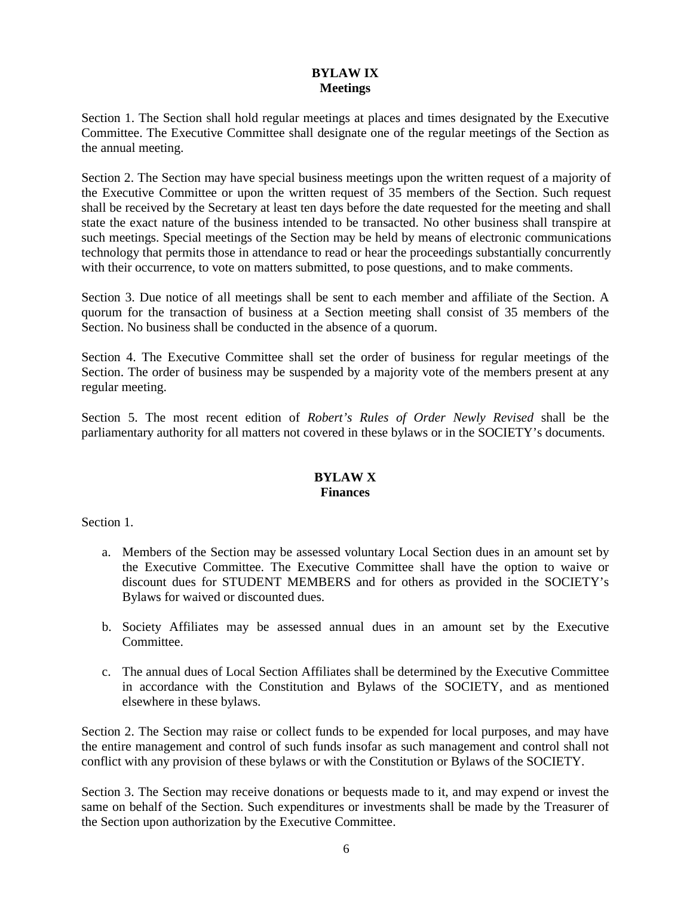## BYLAW IX
## Meetings

Section 1. The Section shall hold regular meetings at places and times designated by the Executive Committee. The Executive Committee shall designate one of the regular meetings of the Section as the annual meeting.

Section 2. The Section may have special business meetings upon the written request of a majority of the Executive Committee or upon the written request of 35 members of the Section. Such request shall be received by the Secretary at least ten days before the date requested for the meeting and shall state the exact nature of the business intended to be transacted. No other business shall transpire at such meetings. Special meetings of the Section may be held by means of electronic communications technology that permits those in attendance to read or hear the proceedings substantially concurrently with their occurrence, to vote on matters submitted, to pose questions, and to make comments.

Section 3. Due notice of all meetings shall be sent to each member and affiliate of the Section. A quorum for the transaction of business at a Section meeting shall consist of 35 members of the Section. No business shall be conducted in the absence of a quorum.

Section 4. The Executive Committee shall set the order of business for regular meetings of the Section. The order of business may be suspended by a majority vote of the members present at any regular meeting.

Section 5. The most recent edition of *Robert's Rules of Order Newly Revised* shall be the parliamentary authority for all matters not covered in these bylaws or in the SOCIETY's documents.

## BYLAW X
## Finances

Section 1.

a. Members of the Section may be assessed voluntary Local Section dues in an amount set by the Executive Committee. The Executive Committee shall have the option to waive or discount dues for STUDENT MEMBERS and for others as provided in the SOCIETY's Bylaws for waived or discounted dues.

b. Society Affiliates may be assessed annual dues in an amount set by the Executive Committee.

c. The annual dues of Local Section Affiliates shall be determined by the Executive Committee in accordance with the Constitution and Bylaws of the SOCIETY, and as mentioned elsewhere in these bylaws.

Section 2. The Section may raise or collect funds to be expended for local purposes, and may have the entire management and control of such funds insofar as such management and control shall not conflict with any provision of these bylaws or with the Constitution or Bylaws of the SOCIETY.

Section 3. The Section may receive donations or bequests made to it, and may expend or invest the same on behalf of the Section. Such expenditures or investments shall be made by the Treasurer of the Section upon authorization by the Executive Committee.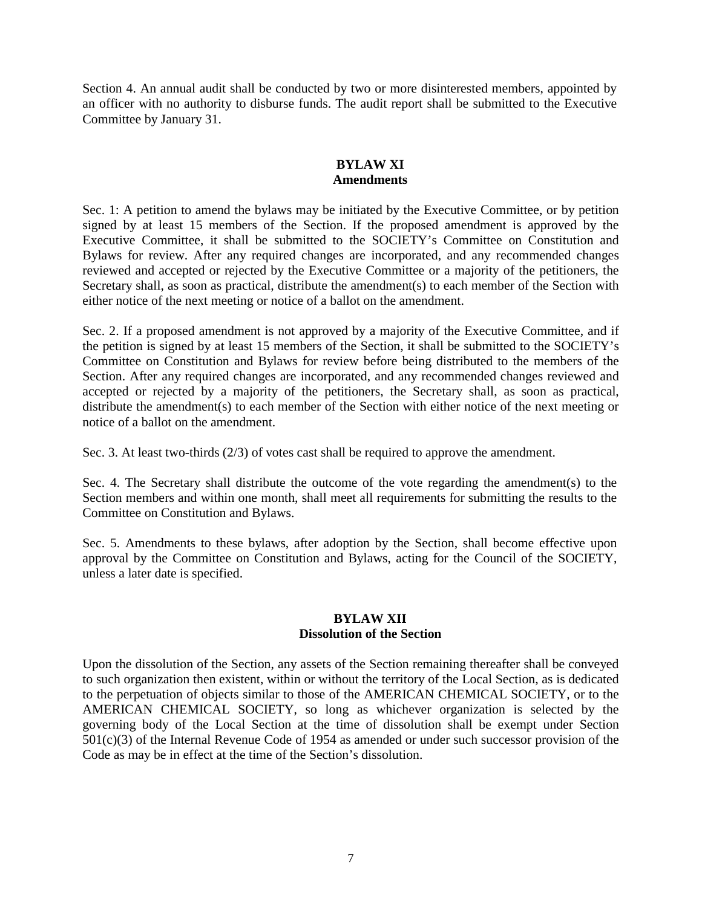Section 4. An annual audit shall be conducted by two or more disinterested members, appointed by an officer with no authority to disburse funds. The audit report shall be submitted to the Executive Committee by January 31.

## BYLAW XI
## Amendments

Sec. 1: A petition to amend the bylaws may be initiated by the Executive Committee, or by petition signed by at least 15 members of the Section. If the proposed amendment is approved by the Executive Committee, it shall be submitted to the SOCIETY's Committee on Constitution and Bylaws for review. After any required changes are incorporated, and any recommended changes reviewed and accepted or rejected by the Executive Committee or a majority of the petitioners, the Secretary shall, as soon as practical, distribute the amendment(s) to each member of the Section with either notice of the next meeting or notice of a ballot on the amendment.

Sec. 2. If a proposed amendment is not approved by a majority of the Executive Committee, and if the petition is signed by at least 15 members of the Section, it shall be submitted to the SOCIETY's Committee on Constitution and Bylaws for review before being distributed to the members of the Section. After any required changes are incorporated, and any recommended changes reviewed and accepted or rejected by a majority of the petitioners, the Secretary shall, as soon as practical, distribute the amendment(s) to each member of the Section with either notice of the next meeting or notice of a ballot on the amendment.

Sec. 3. At least two-thirds (2/3) of votes cast shall be required to approve the amendment.

Sec. 4. The Secretary shall distribute the outcome of the vote regarding the amendment(s) to the Section members and within one month, shall meet all requirements for submitting the results to the Committee on Constitution and Bylaws.

Sec. 5. Amendments to these bylaws, after adoption by the Section, shall become effective upon approval by the Committee on Constitution and Bylaws, acting for the Council of the SOCIETY, unless a later date is specified.

## BYLAW XII
## Dissolution of the Section

Upon the dissolution of the Section, any assets of the Section remaining thereafter shall be conveyed to such organization then existent, within or without the territory of the Local Section, as is dedicated to the perpetuation of objects similar to those of the AMERICAN CHEMICAL SOCIETY, or to the AMERICAN CHEMICAL SOCIETY, so long as whichever organization is selected by the governing body of the Local Section at the time of dissolution shall be exempt under Section 501(c)(3) of the Internal Revenue Code of 1954 as amended or under such successor provision of the Code as may be in effect at the time of the Section's dissolution.